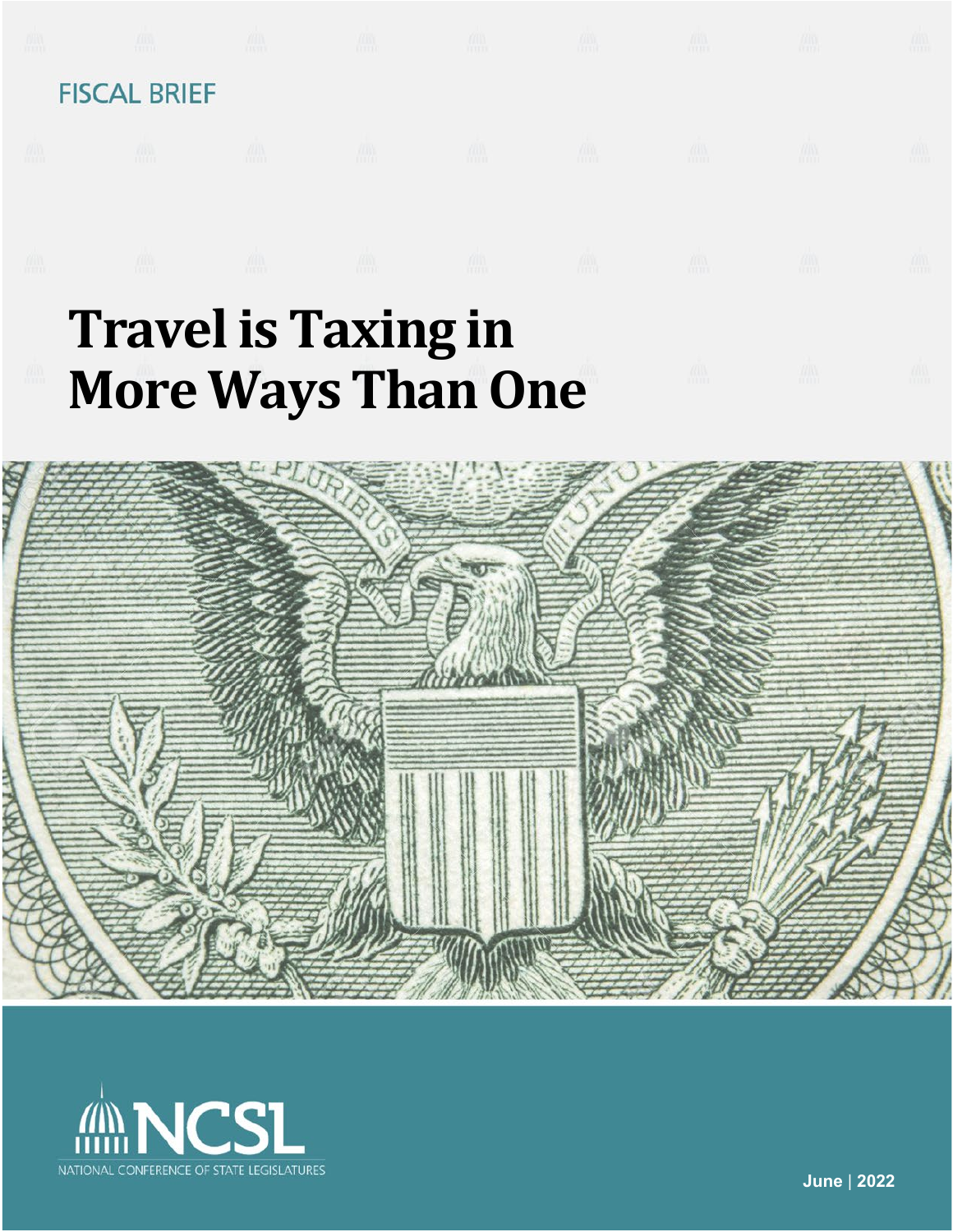FISCAL BRIEF

# Travel is Taxing in More Ways Than One

NCSL
NATIONAL CONFERENCE OF STATE LEGISLATURES

June | 2022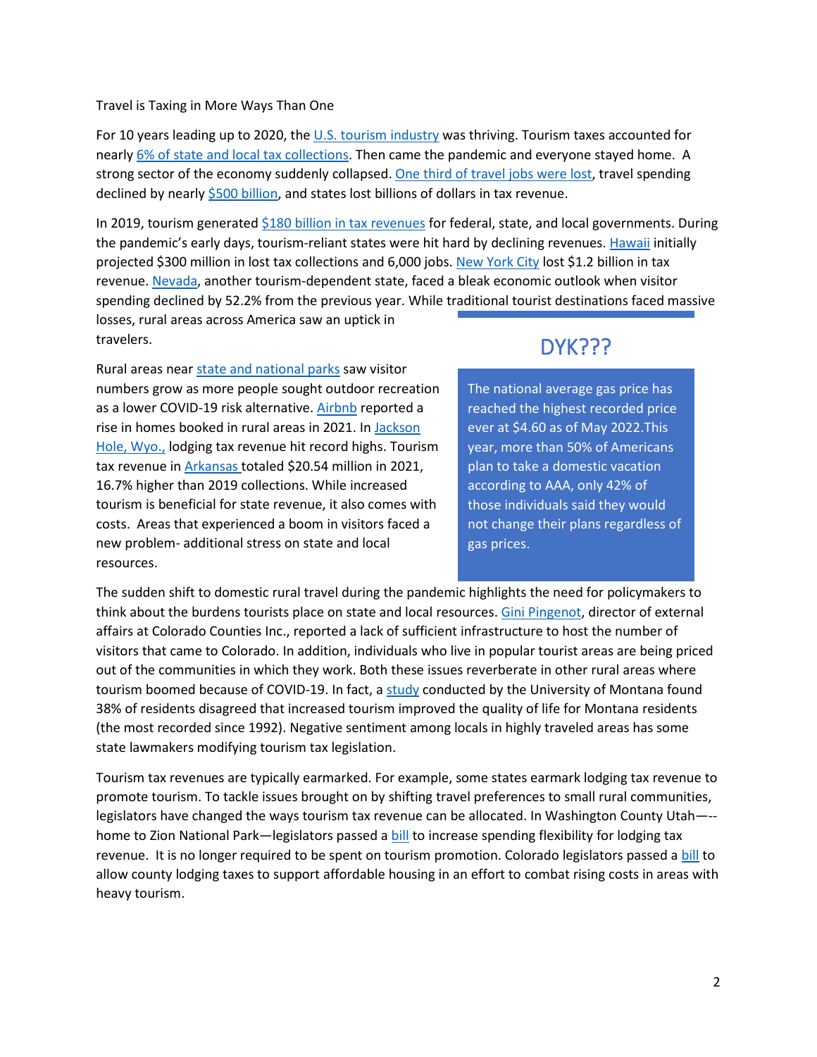## Travel is Taxing in More Ways Than One

For 10 years leading up to 2020, the U.S. tourism industry was thriving. Tourism taxes accounted for nearly 6% of state and local tax collections. Then came the pandemic and everyone stayed home. A strong sector of the economy suddenly collapsed. One third of travel jobs were lost, travel spending declined by nearly $500 billion, and states lost billions of dollars in tax revenue.

In 2019, tourism generated $180 billion in tax revenues for federal, state, and local governments. During the pandemic's early days, tourism-reliant states were hit hard by declining revenues. Hawaii initially projected $300 million in lost tax collections and 6,000 jobs. New York City lost $1.2 billion in tax revenue. Nevada, another tourism-dependent state, faced a bleak economic outlook when visitor spending declined by 52.2% from the previous year. While traditional tourist destinations faced massive losses, rural areas across America saw an uptick in travelers.

Rural areas near state and national parks saw visitor numbers grow as more people sought outdoor recreation as a lower COVID-19 risk alternative. Airbnb reported a rise in homes booked in rural areas in 2021. In Jackson Hole, Wyo., lodging tax revenue hit record highs. Tourism tax revenue in Arkansas totaled $20.54 million in 2021, 16.7% higher than 2019 collections. While increased tourism is beneficial for state revenue, it also comes with costs. Areas that experienced a boom in visitors faced a new problem- additional stress on state and local resources.

> **DYK???**
>
> The national average gas price has reached the highest recorded price ever at $4.60 as of May 2022.This year, more than 50% of Americans plan to take a domestic vacation according to AAA, only 42% of those individuals said they would not change their plans regardless of gas prices.

The sudden shift to domestic rural travel during the pandemic highlights the need for policymakers to think about the burdens tourists place on state and local resources. Gini Pingenot, director of external affairs at Colorado Counties Inc., reported a lack of sufficient infrastructure to host the number of visitors that came to Colorado. In addition, individuals who live in popular tourist areas are being priced out of the communities in which they work. Both these issues reverberate in other rural areas where tourism boomed because of COVID-19. In fact, a study conducted by the University of Montana found 38% of residents disagreed that increased tourism improved the quality of life for Montana residents (the most recorded since 1992). Negative sentiment among locals in highly traveled areas has some state lawmakers modifying tourism tax legislation.

Tourism tax revenues are typically earmarked. For example, some states earmark lodging tax revenue to promote tourism. To tackle issues brought on by shifting travel preferences to small rural communities, legislators have changed the ways tourism tax revenue can be allocated. In Washington County Utah—-home to Zion National Park—legislators passed a bill to increase spending flexibility for lodging tax revenue. It is no longer required to be spent on tourism promotion. Colorado legislators passed a bill to allow county lodging taxes to support affordable housing in an effort to combat rising costs in areas with heavy tourism.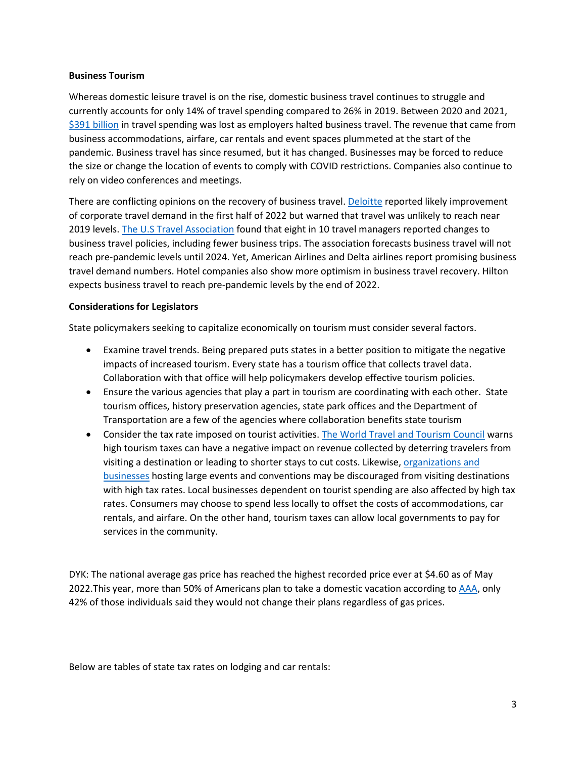**Business Tourism**

Whereas domestic leisure travel is on the rise, domestic business travel continues to struggle and currently accounts for only 14% of travel spending compared to 26% in 2019. Between 2020 and 2021, $391 billion in travel spending was lost as employers halted business travel. The revenue that came from business accommodations, airfare, car rentals and event spaces plummeted at the start of the pandemic. Business travel has since resumed, but it has changed. Businesses may be forced to reduce the size or change the location of events to comply with COVID restrictions. Companies also continue to rely on video conferences and meetings.

There are conflicting opinions on the recovery of business travel. Deloitte reported likely improvement of corporate travel demand in the first half of 2022 but warned that travel was unlikely to reach near 2019 levels. The U.S Travel Association found that eight in 10 travel managers reported changes to business travel policies, including fewer business trips. The association forecasts business travel will not reach pre-pandemic levels until 2024. Yet, American Airlines and Delta airlines report promising business travel demand numbers. Hotel companies also show more optimism in business travel recovery. Hilton expects business travel to reach pre-pandemic levels by the end of 2022.

**Considerations for Legislators**

State policymakers seeking to capitalize economically on tourism must consider several factors.

- Examine travel trends. Being prepared puts states in a better position to mitigate the negative impacts of increased tourism. Every state has a tourism office that collects travel data. Collaboration with that office will help policymakers develop effective tourism policies.
- Ensure the various agencies that play a part in tourism are coordinating with each other. State tourism offices, history preservation agencies, state park offices and the Department of Transportation are a few of the agencies where collaboration benefits state tourism
- Consider the tax rate imposed on tourist activities. The World Travel and Tourism Council warns high tourism taxes can have a negative impact on revenue collected by deterring travelers from visiting a destination or leading to shorter stays to cut costs. Likewise, organizations and businesses hosting large events and conventions may be discouraged from visiting destinations with high tax rates. Local businesses dependent on tourist spending are also affected by high tax rates. Consumers may choose to spend less locally to offset the costs of accommodations, car rentals, and airfare. On the other hand, tourism taxes can allow local governments to pay for services in the community.

DYK: The national average gas price has reached the highest recorded price ever at $4.60 as of May 2022.This year, more than 50% of Americans plan to take a domestic vacation according to AAA, only 42% of those individuals said they would not change their plans regardless of gas prices.

Below are tables of state tax rates on lodging and car rentals: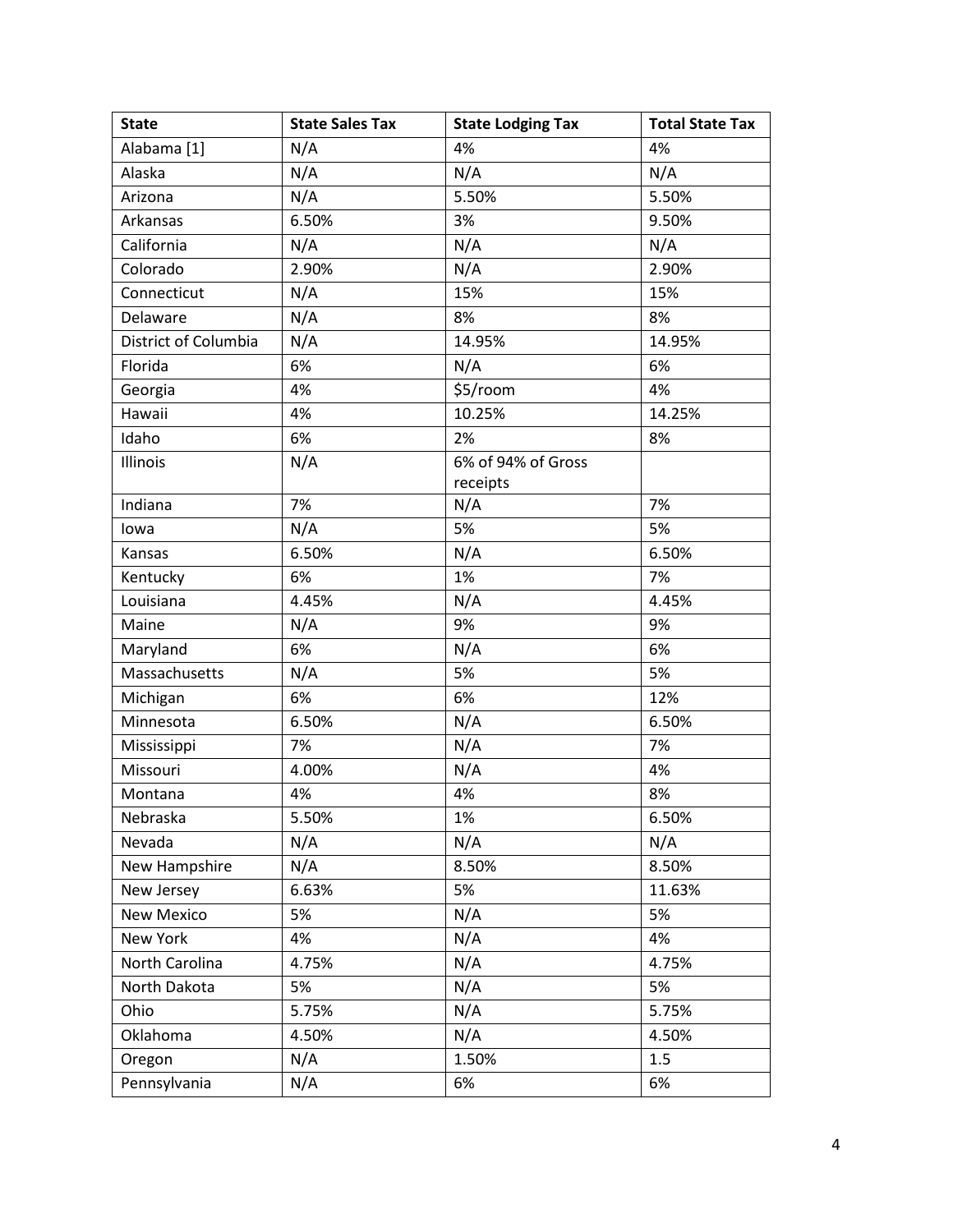| State | State Sales Tax | State Lodging Tax | Total State Tax |
|---|---|---|---|
| Alabama [1] | N/A | 4% | 4% |
| Alaska | N/A | N/A | N/A |
| Arizona | N/A | 5.50% | 5.50% |
| Arkansas | 6.50% | 3% | 9.50% |
| California | N/A | N/A | N/A |
| Colorado | 2.90% | N/A | 2.90% |
| Connecticut | N/A | 15% | 15% |
| Delaware | N/A | 8% | 8% |
| District of Columbia | N/A | 14.95% | 14.95% |
| Florida | 6% | N/A | 6% |
| Georgia | 4% | $5/room | 4% |
| Hawaii | 4% | 10.25% | 14.25% |
| Idaho | 6% | 2% | 8% |
| Illinois | N/A | 6% of 94% of Gross receipts | |
| Indiana | 7% | N/A | 7% |
| Iowa | N/A | 5% | 5% |
| Kansas | 6.50% | N/A | 6.50% |
| Kentucky | 6% | 1% | 7% |
| Louisiana | 4.45% | N/A | 4.45% |
| Maine | N/A | 9% | 9% |
| Maryland | 6% | N/A | 6% |
| Massachusetts | N/A | 5% | 5% |
| Michigan | 6% | 6% | 12% |
| Minnesota | 6.50% | N/A | 6.50% |
| Mississippi | 7% | N/A | 7% |
| Missouri | 4.00% | N/A | 4% |
| Montana | 4% | 4% | 8% |
| Nebraska | 5.50% | 1% | 6.50% |
| Nevada | N/A | N/A | N/A |
| New Hampshire | N/A | 8.50% | 8.50% |
| New Jersey | 6.63% | 5% | 11.63% |
| New Mexico | 5% | N/A | 5% |
| New York | 4% | N/A | 4% |
| North Carolina | 4.75% | N/A | 4.75% |
| North Dakota | 5% | N/A | 5% |
| Ohio | 5.75% | N/A | 5.75% |
| Oklahoma | 4.50% | N/A | 4.50% |
| Oregon | N/A | 1.50% | 1.5 |
| Pennsylvania | N/A | 6% | 6% |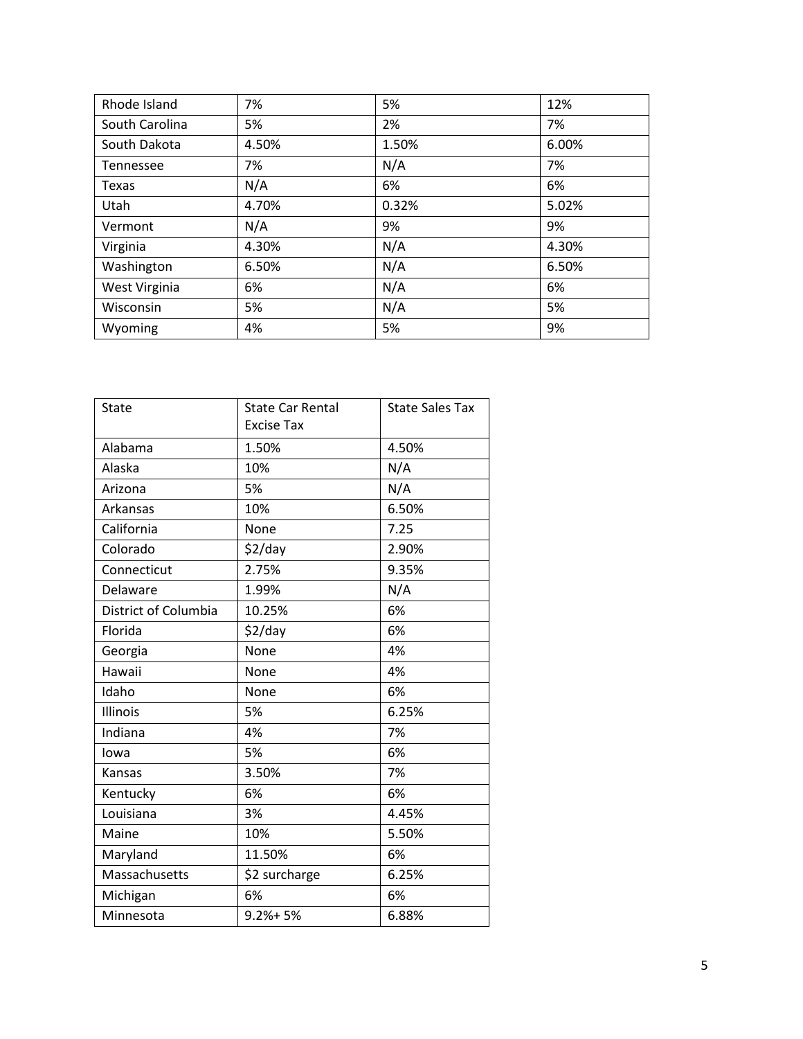| | | | |
|---|---|---|---|
| Rhode Island | 7% | 5% | 12% |
| South Carolina | 5% | 2% | 7% |
| South Dakota | 4.50% | 1.50% | 6.00% |
| Tennessee | 7% | N/A | 7% |
| Texas | N/A | 6% | 6% |
| Utah | 4.70% | 0.32% | 5.02% |
| Vermont | N/A | 9% | 9% |
| Virginia | 4.30% | N/A | 4.30% |
| Washington | 6.50% | N/A | 6.50% |
| West Virginia | 6% | N/A | 6% |
| Wisconsin | 5% | N/A | 5% |
| Wyoming | 4% | 5% | 9% |

| State | State Car Rental Excise Tax | State Sales Tax |
|---|---|---|
| Alabama | 1.50% | 4.50% |
| Alaska | 10% | N/A |
| Arizona | 5% | N/A |
| Arkansas | 10% | 6.50% |
| California | None | 7.25 |
| Colorado | $2/day | 2.90% |
| Connecticut | 2.75% | 9.35% |
| Delaware | 1.99% | N/A |
| District of Columbia | 10.25% | 6% |
| Florida | $2/day | 6% |
| Georgia | None | 4% |
| Hawaii | None | 4% |
| Idaho | None | 6% |
| Illinois | 5% | 6.25% |
| Indiana | 4% | 7% |
| Iowa | 5% | 6% |
| Kansas | 3.50% | 7% |
| Kentucky | 6% | 6% |
| Louisiana | 3% | 4.45% |
| Maine | 10% | 5.50% |
| Maryland | 11.50% | 6% |
| Massachusetts | $2 surcharge | 6.25% |
| Michigan | 6% | 6% |
| Minnesota | 9.2%+ 5% | 6.88% |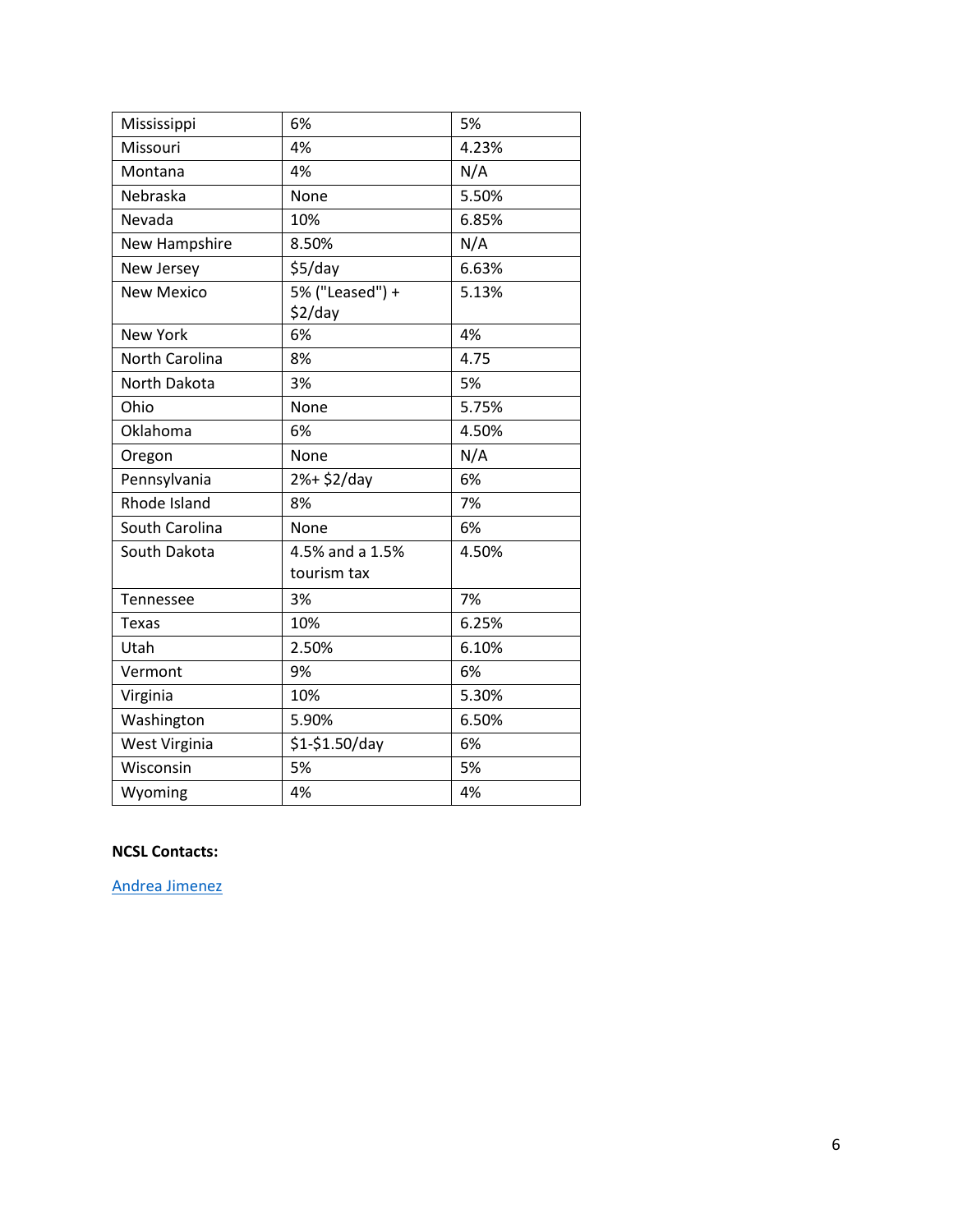| | | |
|---|---|---|
| Mississippi | 6% | 5% |
| Missouri | 4% | 4.23% |
| Montana | 4% | N/A |
| Nebraska | None | 5.50% |
| Nevada | 10% | 6.85% |
| New Hampshire | 8.50% | N/A |
| New Jersey | $5/day | 6.63% |
| New Mexico | 5% ("Leased") + $2/day | 5.13% |
| New York | 6% | 4% |
| North Carolina | 8% | 4.75 |
| North Dakota | 3% | 5% |
| Ohio | None | 5.75% |
| Oklahoma | 6% | 4.50% |
| Oregon | None | N/A |
| Pennsylvania | 2%+ $2/day | 6% |
| Rhode Island | 8% | 7% |
| South Carolina | None | 6% |
| South Dakota | 4.5% and a 1.5% tourism tax | 4.50% |
| Tennessee | 3% | 7% |
| Texas | 10% | 6.25% |
| Utah | 2.50% | 6.10% |
| Vermont | 9% | 6% |
| Virginia | 10% | 5.30% |
| Washington | 5.90% | 6.50% |
| West Virginia | $1-$1.50/day | 6% |
| Wisconsin | 5% | 5% |
| Wyoming | 4% | 4% |

**NCSL Contacts:**

Andrea Jimenez